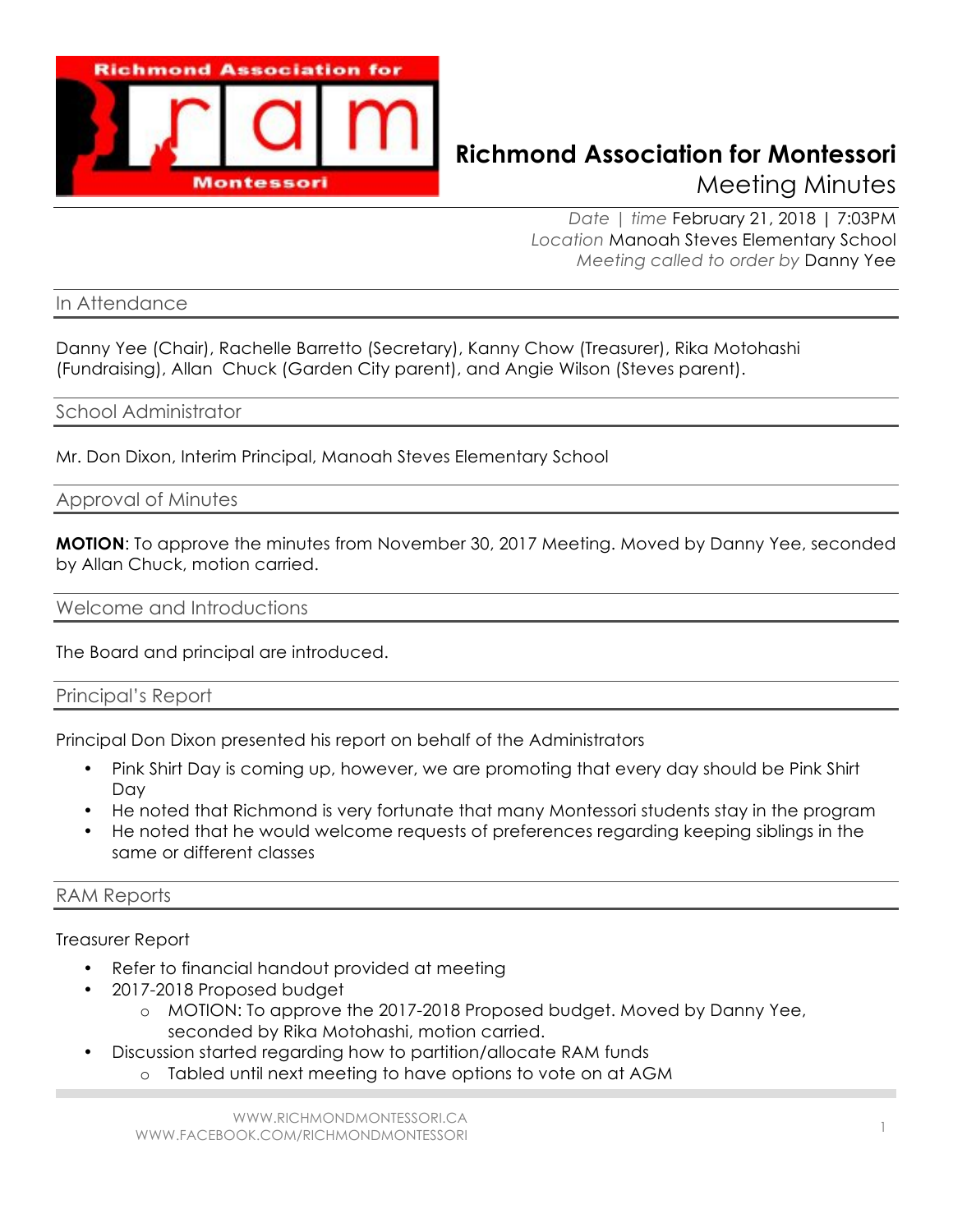# Richmond Association for Montessori

## Meeting Minutes

*Date | time* February 21, 2018 | 7:03PM
*Location* Manoah Steves Elementary School
*Meeting called to order by* Danny Yee

## In Attendance

Danny Yee (Chair), Rachelle Barretto (Secretary), Kanny Chow (Treasurer), Rika Motohashi (Fundraising), Allan Chuck (Garden City parent), and Angie Wilson (Steves parent).

## School Administrator

Mr. Don Dixon, Interim Principal, Manoah Steves Elementary School

## Approval of Minutes

**MOTION**: To approve the minutes from November 30, 2017 Meeting. Moved by Danny Yee, seconded by Allan Chuck, motion carried.

## Welcome and Introductions

The Board and principal are introduced.

## Principal's Report

Principal Don Dixon presented his report on behalf of the Administrators

- Pink Shirt Day is coming up, however, we are promoting that every day should be Pink Shirt Day
- He noted that Richmond is very fortunate that many Montessori students stay in the program
- He noted that he would welcome requests of preferences regarding keeping siblings in the same or different classes

## RAM Reports

Treasurer Report

- Refer to financial handout provided at meeting
- 2017-2018 Proposed budget
  - MOTION: To approve the 2017-2018 Proposed budget. Moved by Danny Yee, seconded by Rika Motohashi, motion carried.
- Discussion started regarding how to partition/allocate RAM funds
  - Tabled until next meeting to have options to vote on at AGM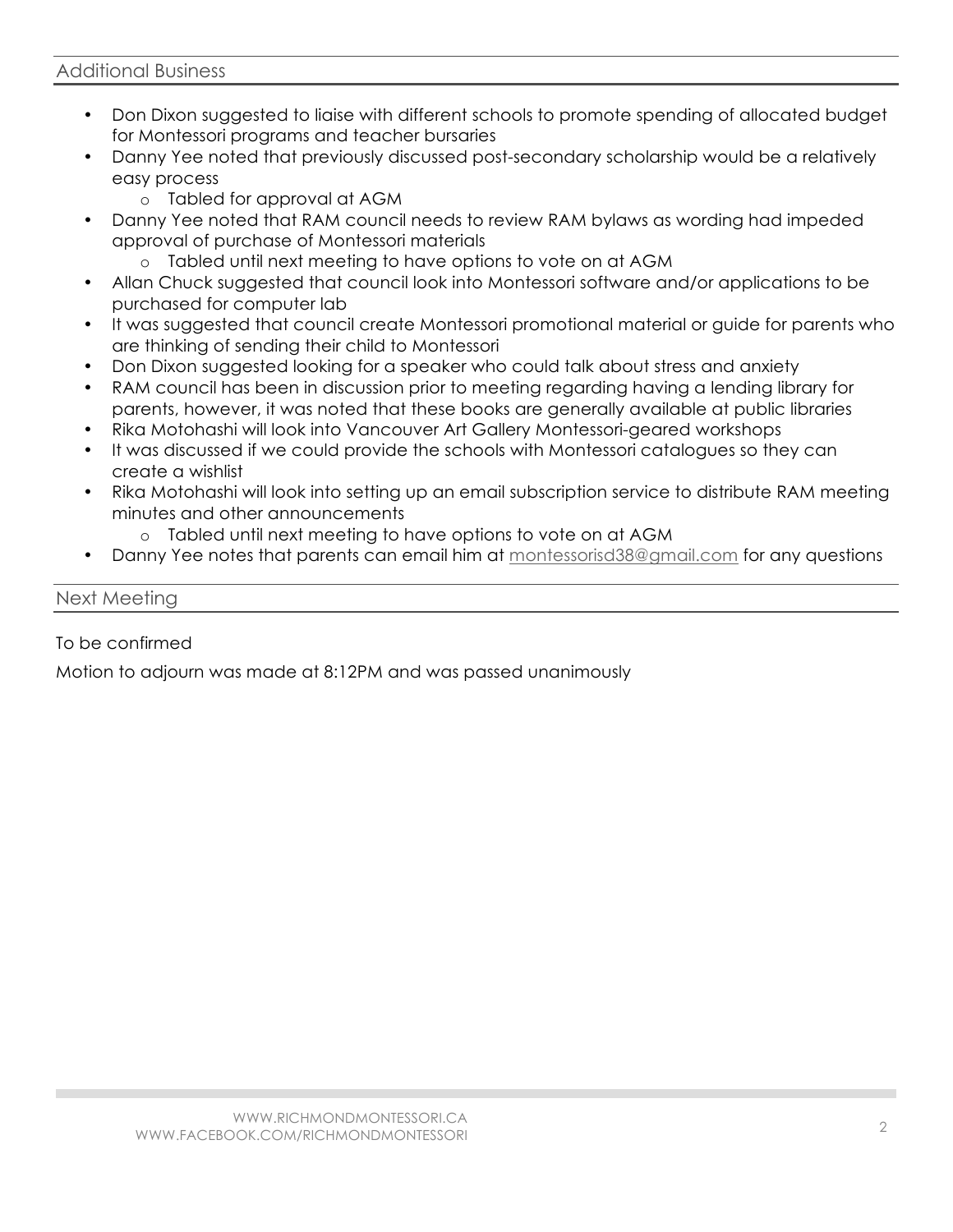## Additional Business

- Don Dixon suggested to liaise with different schools to promote spending of allocated budget for Montessori programs and teacher bursaries
- Danny Yee noted that previously discussed post-secondary scholarship would be a relatively easy process
  - Tabled for approval at AGM
- Danny Yee noted that RAM council needs to review RAM bylaws as wording had impeded approval of purchase of Montessori materials
  - Tabled until next meeting to have options to vote on at AGM
- Allan Chuck suggested that council look into Montessori software and/or applications to be purchased for computer lab
- It was suggested that council create Montessori promotional material or guide for parents who are thinking of sending their child to Montessori
- Don Dixon suggested looking for a speaker who could talk about stress and anxiety
- RAM council has been in discussion prior to meeting regarding having a lending library for parents, however, it was noted that these books are generally available at public libraries
- Rika Motohashi will look into Vancouver Art Gallery Montessori-geared workshops
- It was discussed if we could provide the schools with Montessori catalogues so they can create a wishlist
- Rika Motohashi will look into setting up an email subscription service to distribute RAM meeting minutes and other announcements
  - Tabled until next meeting to have options to vote on at AGM
- Danny Yee notes that parents can email him at montessorisd38@gmail.com for any questions

## Next Meeting

To be confirmed

Motion to adjourn was made at 8:12PM and was passed unanimously